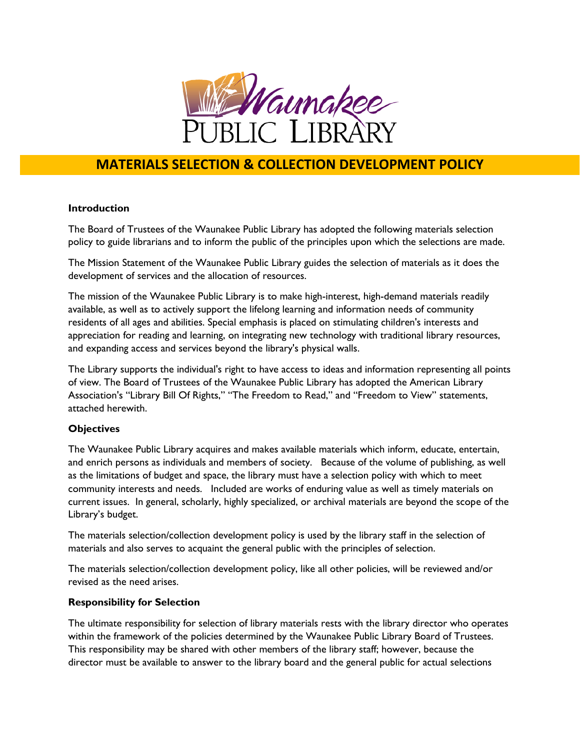# MATERIALS SELECTION & COLLECTION DEVELOPMENT POLICY

**Introduction**

The Board of Trustees of the Waunakee Public Library has adopted the following materials selection policy to guide librarians and to inform the public of the principles upon which the selections are made.

The Mission Statement of the Waunakee Public Library guides the selection of materials as it does the development of services and the allocation of resources.

The mission of the Waunakee Public Library is to make high-interest, high-demand materials readily available, as well as to actively support the lifelong learning and information needs of community residents of all ages and abilities. Special emphasis is placed on stimulating children's interests and appreciation for reading and learning, on integrating new technology with traditional library resources, and expanding access and services beyond the library's physical walls.

The Library supports the individual's right to have access to ideas and information representing all points of view. The Board of Trustees of the Waunakee Public Library has adopted the American Library Association's "Library Bill Of Rights," "The Freedom to Read," and "Freedom to View" statements, attached herewith.

**Objectives**

The Waunakee Public Library acquires and makes available materials which inform, educate, entertain, and enrich persons as individuals and members of society. Because of the volume of publishing, as well as the limitations of budget and space, the library must have a selection policy with which to meet community interests and needs. Included are works of enduring value as well as timely materials on current issues. In general, scholarly, highly specialized, or archival materials are beyond the scope of the Library's budget.

The materials selection/collection development policy is used by the library staff in the selection of materials and also serves to acquaint the general public with the principles of selection.

The materials selection/collection development policy, like all other policies, will be reviewed and/or revised as the need arises.

**Responsibility for Selection**

The ultimate responsibility for selection of library materials rests with the library director who operates within the framework of the policies determined by the Waunakee Public Library Board of Trustees. This responsibility may be shared with other members of the library staff; however, because the director must be available to answer to the library board and the general public for actual selections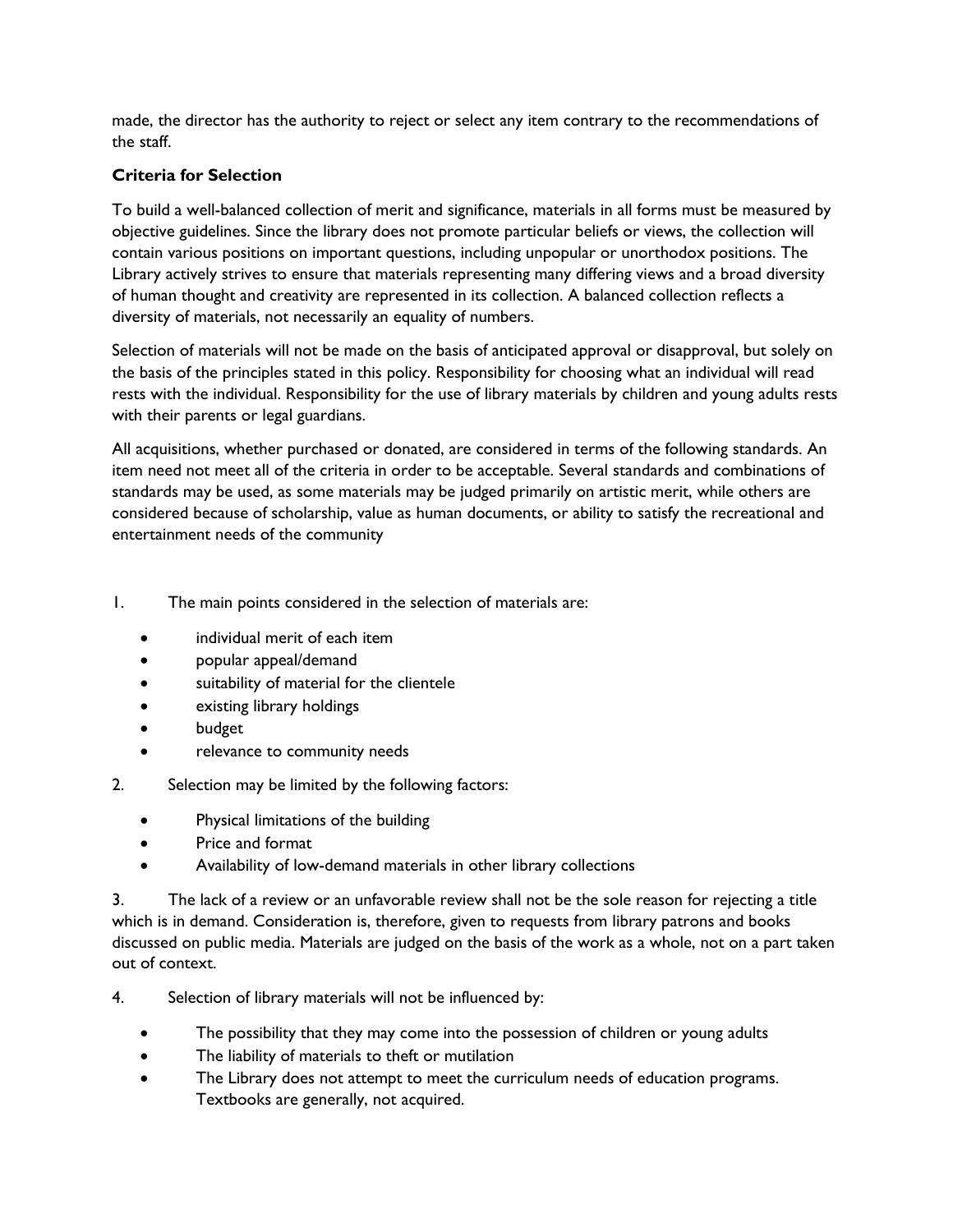made, the director has the authority to reject or select any item contrary to the recommendations of the staff.

### Criteria for Selection

To build a well-balanced collection of merit and significance, materials in all forms must be measured by objective guidelines. Since the library does not promote particular beliefs or views, the collection will contain various positions on important questions, including unpopular or unorthodox positions. The Library actively strives to ensure that materials representing many differing views and a broad diversity of human thought and creativity are represented in its collection. A balanced collection reflects a diversity of materials, not necessarily an equality of numbers.

Selection of materials will not be made on the basis of anticipated approval or disapproval, but solely on the basis of the principles stated in this policy. Responsibility for choosing what an individual will read rests with the individual. Responsibility for the use of library materials by children and young adults rests with their parents or legal guardians.

All acquisitions, whether purchased or donated, are considered in terms of the following standards. An item need not meet all of the criteria in order to be acceptable. Several standards and combinations of standards may be used, as some materials may be judged primarily on artistic merit, while others are considered because of scholarship, value as human documents, or ability to satisfy the recreational and entertainment needs of the community

1. The main points considered in the selection of materials are:
   - individual merit of each item
   - popular appeal/demand
   - suitability of material for the clientele
   - existing library holdings
   - budget
   - relevance to community needs
2. Selection may be limited by the following factors:
   - Physical limitations of the building
   - Price and format
   - Availability of low-demand materials in other library collections
3. The lack of a review or an unfavorable review shall not be the sole reason for rejecting a title which is in demand. Consideration is, therefore, given to requests from library patrons and books discussed on public media. Materials are judged on the basis of the work as a whole, not on a part taken out of context.
4. Selection of library materials will not be influenced by:
   - The possibility that they may come into the possession of children or young adults
   - The liability of materials to theft or mutilation
   - The Library does not attempt to meet the curriculum needs of education programs. Textbooks are generally, not acquired.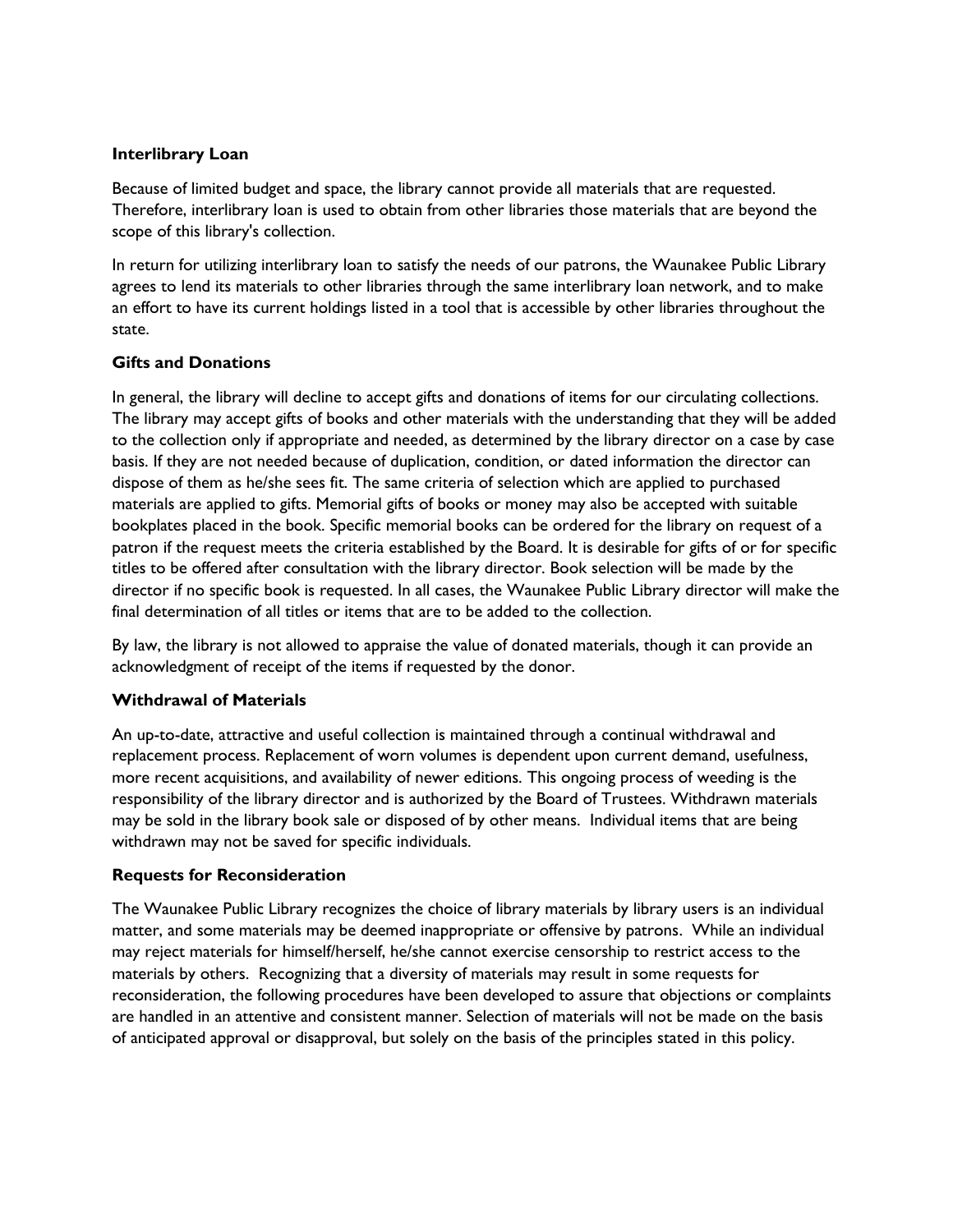**Interlibrary Loan**

Because of limited budget and space, the library cannot provide all materials that are requested. Therefore, interlibrary loan is used to obtain from other libraries those materials that are beyond the scope of this library's collection.

In return for utilizing interlibrary loan to satisfy the needs of our patrons, the Waunakee Public Library agrees to lend its materials to other libraries through the same interlibrary loan network, and to make an effort to have its current holdings listed in a tool that is accessible by other libraries throughout the state.

**Gifts and Donations**

In general, the library will decline to accept gifts and donations of items for our circulating collections. The library may accept gifts of books and other materials with the understanding that they will be added to the collection only if appropriate and needed, as determined by the library director on a case by case basis. If they are not needed because of duplication, condition, or dated information the director can dispose of them as he/she sees fit. The same criteria of selection which are applied to purchased materials are applied to gifts. Memorial gifts of books or money may also be accepted with suitable bookplates placed in the book. Specific memorial books can be ordered for the library on request of a patron if the request meets the criteria established by the Board. It is desirable for gifts of or for specific titles to be offered after consultation with the library director. Book selection will be made by the director if no specific book is requested. In all cases, the Waunakee Public Library director will make the final determination of all titles or items that are to be added to the collection.

By law, the library is not allowed to appraise the value of donated materials, though it can provide an acknowledgment of receipt of the items if requested by the donor.

**Withdrawal of Materials**

An up-to-date, attractive and useful collection is maintained through a continual withdrawal and replacement process. Replacement of worn volumes is dependent upon current demand, usefulness, more recent acquisitions, and availability of newer editions. This ongoing process of weeding is the responsibility of the library director and is authorized by the Board of Trustees. Withdrawn materials may be sold in the library book sale or disposed of by other means. Individual items that are being withdrawn may not be saved for specific individuals.

**Requests for Reconsideration**

The Waunakee Public Library recognizes the choice of library materials by library users is an individual matter, and some materials may be deemed inappropriate or offensive by patrons. While an individual may reject materials for himself/herself, he/she cannot exercise censorship to restrict access to the materials by others. Recognizing that a diversity of materials may result in some requests for reconsideration, the following procedures have been developed to assure that objections or complaints are handled in an attentive and consistent manner. Selection of materials will not be made on the basis of anticipated approval or disapproval, but solely on the basis of the principles stated in this policy.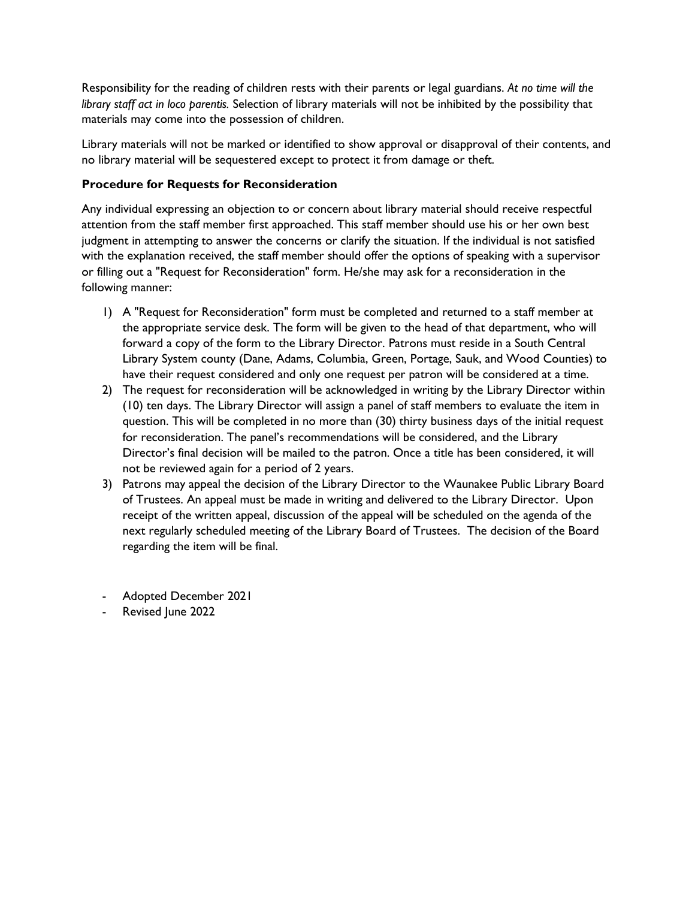Responsibility for the reading of children rests with their parents or legal guardians. *At no time will the library staff act in loco parentis.* Selection of library materials will not be inhibited by the possibility that materials may come into the possession of children.

Library materials will not be marked or identified to show approval or disapproval of their contents, and no library material will be sequestered except to protect it from damage or theft.

### Procedure for Requests for Reconsideration

Any individual expressing an objection to or concern about library material should receive respectful attention from the staff member first approached. This staff member should use his or her own best judgment in attempting to answer the concerns or clarify the situation. If the individual is not satisfied with the explanation received, the staff member should offer the options of speaking with a supervisor or filling out a "Request for Reconsideration" form. He/she may ask for a reconsideration in the following manner:

1) A "Request for Reconsideration" form must be completed and returned to a staff member at the appropriate service desk. The form will be given to the head of that department, who will forward a copy of the form to the Library Director. Patrons must reside in a South Central Library System county (Dane, Adams, Columbia, Green, Portage, Sauk, and Wood Counties) to have their request considered and only one request per patron will be considered at a time.
2) The request for reconsideration will be acknowledged in writing by the Library Director within (10) ten days. The Library Director will assign a panel of staff members to evaluate the item in question. This will be completed in no more than (30) thirty business days of the initial request for reconsideration. The panel's recommendations will be considered, and the Library Director's final decision will be mailed to the patron. Once a title has been considered, it will not be reviewed again for a period of 2 years.
3) Patrons may appeal the decision of the Library Director to the Waunakee Public Library Board of Trustees. An appeal must be made in writing and delivered to the Library Director. Upon receipt of the written appeal, discussion of the appeal will be scheduled on the agenda of the next regularly scheduled meeting of the Library Board of Trustees. The decision of the Board regarding the item will be final.

- Adopted December 2021
- Revised June 2022